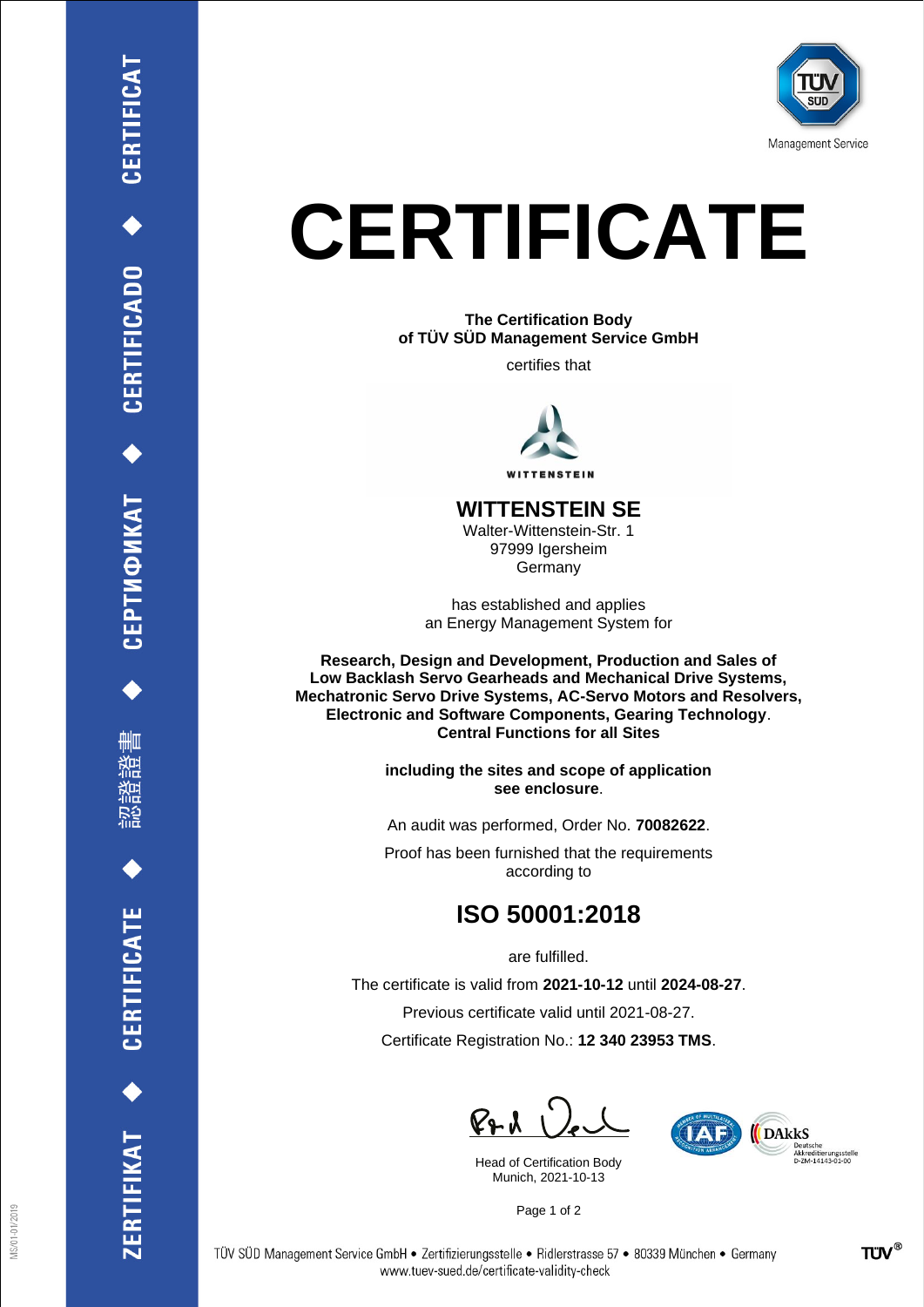# CERTIFICATE

**The Certification Body**
**of TÜV SÜD Management Service GmbH**

certifies that

WITTENSTEIN

## WITTENSTEIN SE

Walter-Wittenstein-Str. 1
97999 Igersheim
Germany

has established and applies
an Energy Management System for

**Research, Design and Development, Production and Sales of Low Backlash Servo Gearheads and Mechanical Drive Systems, Mechatronic Servo Drive Systems, AC-Servo Motors and Resolvers, Electronic and Software Components, Gearing Technology**.
**Central Functions for all Sites**

**including the sites and scope of application**
**see enclosure**.

An audit was performed, Order No. **70082622**.

Proof has been furnished that the requirements according to

## ISO 50001:2018

are fulfilled.

The certificate is valid from **2021-10-12** until **2024-08-27**.

Previous certificate valid until 2021-08-27.

Certificate Registration No.: **12 340 23953 TMS**.

Head of Certification Body
Munich, 2021-10-13

TÜV SÜD Management Service GmbH • Zertifizierungsstelle • Ridlerstrasse 57 • 80339 München • Germany
www.tuev-sued.de/certificate-validity-check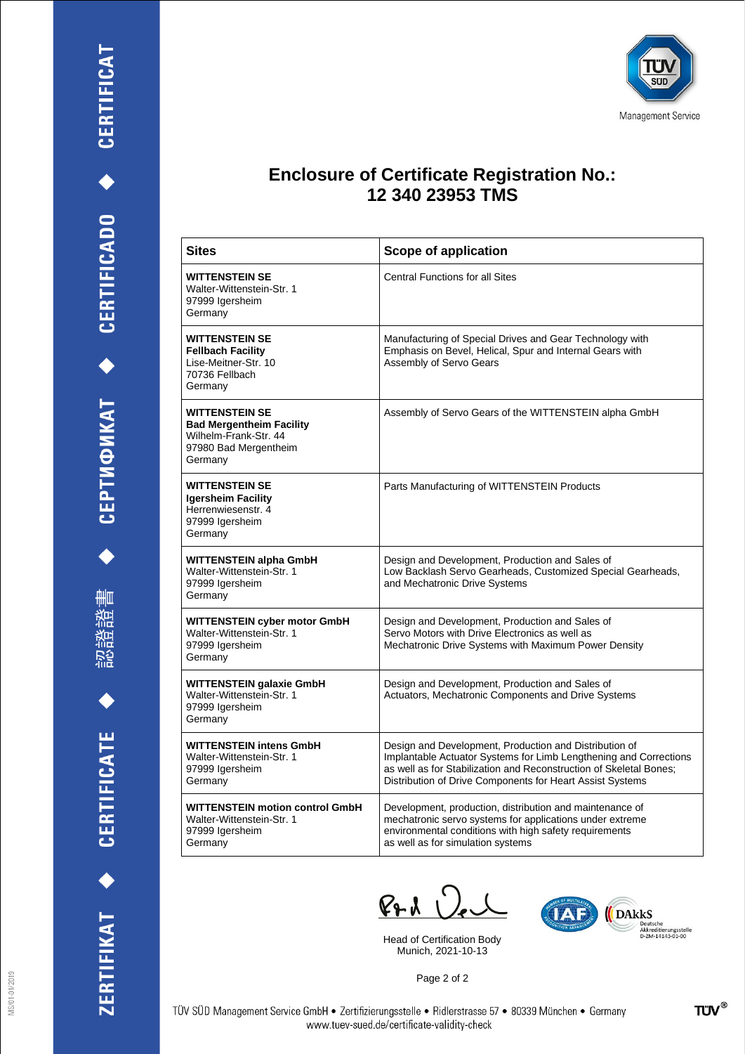# Enclosure of Certificate Registration No.: 12 340 23953 TMS

| Sites | Scope of application |
|---|---|
| **WITTENSTEIN SE**<br>Walter-Wittenstein-Str. 1<br>97999 Igersheim<br>Germany | Central Functions for all Sites |
| **WITTENSTEIN SE**<br>**Fellbach Facility**<br>Lise-Meitner-Str. 10<br>70736 Fellbach<br>Germany | Manufacturing of Special Drives and Gear Technology with Emphasis on Bevel, Helical, Spur and Internal Gears with Assembly of Servo Gears |
| **WITTENSTEIN SE**<br>**Bad Mergentheim Facility**<br>Wilhelm-Frank-Str. 44<br>97980 Bad Mergentheim<br>Germany | Assembly of Servo Gears of the WITTENSTEIN alpha GmbH |
| **WITTENSTEIN SE**<br>**Igersheim Facility**<br>Herrenwiesenstr. 4<br>97999 Igersheim<br>Germany | Parts Manufacturing of WITTENSTEIN Products |
| **WITTENSTEIN alpha GmbH**<br>Walter-Wittenstein-Str. 1<br>97999 Igersheim<br>Germany | Design and Development, Production and Sales of Low Backlash Servo Gearheads, Customized Special Gearheads, and Mechatronic Drive Systems |
| **WITTENSTEIN cyber motor GmbH**<br>Walter-Wittenstein-Str. 1<br>97999 Igersheim<br>Germany | Design and Development, Production and Sales of Servo Motors with Drive Electronics as well as Mechatronic Drive Systems with Maximum Power Density |
| **WITTENSTEIN galaxie GmbH**<br>Walter-Wittenstein-Str. 1<br>97999 Igersheim<br>Germany | Design and Development, Production and Sales of Actuators, Mechatronic Components and Drive Systems |
| **WITTENSTEIN intens GmbH**<br>Walter-Wittenstein-Str. 1<br>97999 Igersheim<br>Germany | Design and Development, Production and Distribution of Implantable Actuator Systems for Limb Lengthening and Corrections as well as for Stabilization and Reconstruction of Skeletal Bones; Distribution of Drive Components for Heart Assist Systems |
| **WITTENSTEIN motion control GmbH**<br>Walter-Wittenstein-Str. 1<br>97999 Igersheim<br>Germany | Development, production, distribution and maintenance of mechatronic servo systems for applications under extreme environmental conditions with high safety requirements as well as for simulation systems |

Head of Certification Body
Munich, 2021-10-13

DAkkS Deutsche Akkreditierungsstelle D-ZM-14143-01-00

TÜV SÜD Management Service GmbH • Zertifizierungsstelle • Ridlerstrasse 57 • 80339 München • Germany
www.tuev-sued.de/certificate-validity-check